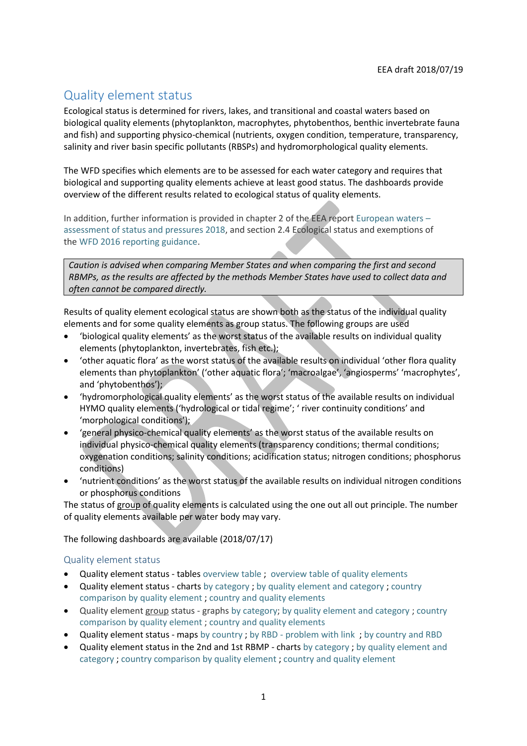EEA draft 2018/07/19

# Quality element status

Ecological status is determined for rivers, lakes, and transitional and coastal waters based on biological quality elements (phytoplankton, macrophytes, phytobenthos, benthic invertebrate fauna and fish) and supporting physico-chemical (nutrients, oxygen condition, temperature, transparency, salinity and river basin specific pollutants (RBSPs) and hydromorphological quality elements.

The WFD specifies which elements are to be assessed for each water category and requires that biological and supporting quality elements achieve at least good status. The dashboards provide overview of the different results related to ecological status of quality elements.

In addition, further information is provided in chapter 2 of the EEA report European waters – assessment of status and pressures 2018, and section 2.4 Ecological status and exemptions of the WFD 2016 reporting guidance.

| *Caution is advised when comparing Member States and when comparing the first and second RBMPs, as the results are affected by the methods Member States have used to collect data and often cannot be compared directly.* |
|---|

Results of quality element ecological status are shown both as the status of the individual quality elements and for some quality elements as group status. The following groups are used

- 'biological quality elements' as the worst status of the available results on individual quality elements (phytoplankton, invertebrates, fish etc.);
- 'other aquatic flora' as the worst status of the available results on individual 'other flora quality elements than phytoplankton' ('other aquatic flora'; 'macroalgae', 'angiosperms' 'macrophytes', and 'phytobenthos');
- 'hydromorphological quality elements' as the worst status of the available results on individual HYMO quality elements ('hydrological or tidal regime'; ' river continuity conditions' and 'morphological conditions');
- 'general physico-chemical quality elements' as the worst status of the available results on individual physico-chemical quality elements (transparency conditions; thermal conditions; oxygenation conditions; salinity conditions; acidification status; nitrogen conditions; phosphorus conditions)
- 'nutrient conditions' as the worst status of the available results on individual nitrogen conditions or phosphorus conditions

The status of group of quality elements is calculated using the one out all out principle. The number of quality elements available per water body may vary.

The following dashboards are available (2018/07/17)

## Quality element status

- Quality element status - tables overview table ; overview table of quality elements
- Quality element status - charts by category ; by quality element and category ; country comparison by quality element ; country and quality elements
- Quality element group status - graphs by category; by quality element and category ; country comparison by quality element ; country and quality elements
- Quality element status - maps by country ; by RBD - problem with link ; by country and RBD
- Quality element status in the 2nd and 1st RBMP - charts by category ; by quality element and category ; country comparison by quality element ; country and quality element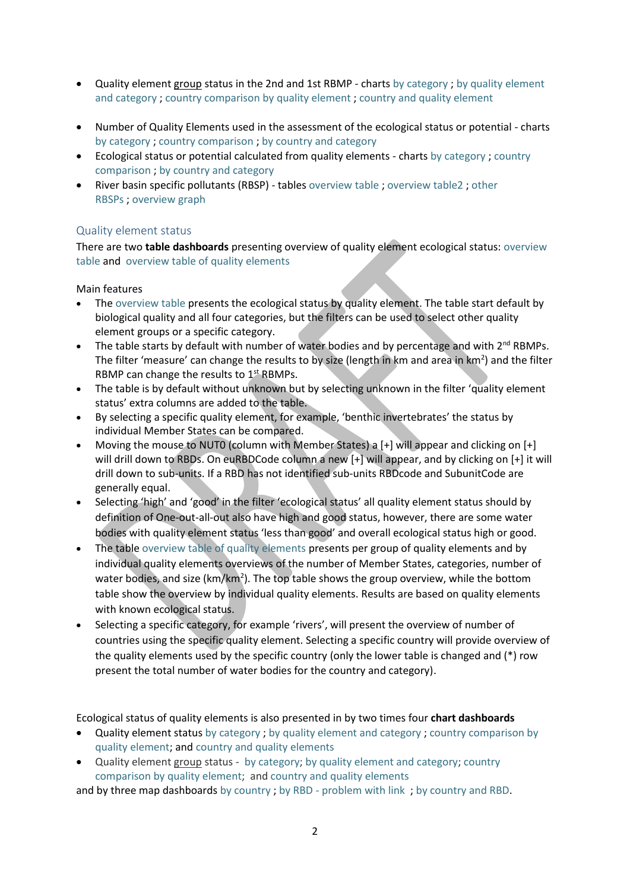- Quality element group status in the 2nd and 1st RBMP - charts by category ; by quality element and category ; country comparison by quality element ; country and quality element

- Number of Quality Elements used in the assessment of the ecological status or potential - charts by category ; country comparison ; by country and category
- Ecological status or potential calculated from quality elements - charts by category ; country comparison ; by country and category
- River basin specific pollutants (RBSP) - tables overview table ; overview table2 ; other RBSPs ; overview graph

## Quality element status

There are two **table dashboards** presenting overview of quality element ecological status: overview table and overview table of quality elements

Main features

- The overview table presents the ecological status by quality element. The table start default by biological quality and all four categories, but the filters can be used to select other quality element groups or a specific category.
- The table starts by default with number of water bodies and by percentage and with 2nd RBMPs. The filter 'measure' can change the results to by size (length in km and area in km$^2$) and the filter RBMP can change the results to 1st RBMPs.
- The table is by default without unknown but by selecting unknown in the filter 'quality element status' extra columns are added to the table.
- By selecting a specific quality element, for example, 'benthic invertebrates' the status by individual Member States can be compared.
- Moving the mouse to NUT0 (column with Member States) a [+] will appear and clicking on [+] will drill down to RBDs. On euRBDCode column a new [+] will appear, and by clicking on [+] it will drill down to sub-units. If a RBD has not identified sub-units RBDcode and SubunitCode are generally equal.
- Selecting 'high' and 'good' in the filter 'ecological status' all quality element status should by definition of One-out-all-out also have high and good status, however, there are some water bodies with quality element status 'less than good' and overall ecological status high or good.
- The table overview table of quality elements presents per group of quality elements and by individual quality elements overviews of the number of Member States, categories, number of water bodies, and size (km/km$^2$). The top table shows the group overview, while the bottom table show the overview by individual quality elements. Results are based on quality elements with known ecological status.
- Selecting a specific category, for example 'rivers', will present the overview of number of countries using the specific quality element. Selecting a specific country will provide overview of the quality elements used by the specific country (only the lower table is changed and (*) row present the total number of water bodies for the country and category).

Ecological status of quality elements is also presented in by two times four **chart dashboards**

- Quality element status by category ; by quality element and category ; country comparison by quality element; and country and quality elements
- Quality element group status - by category; by quality element and category; country comparison by quality element; and country and quality elements

and by three map dashboards by country ; by RBD - problem with link ; by country and RBD.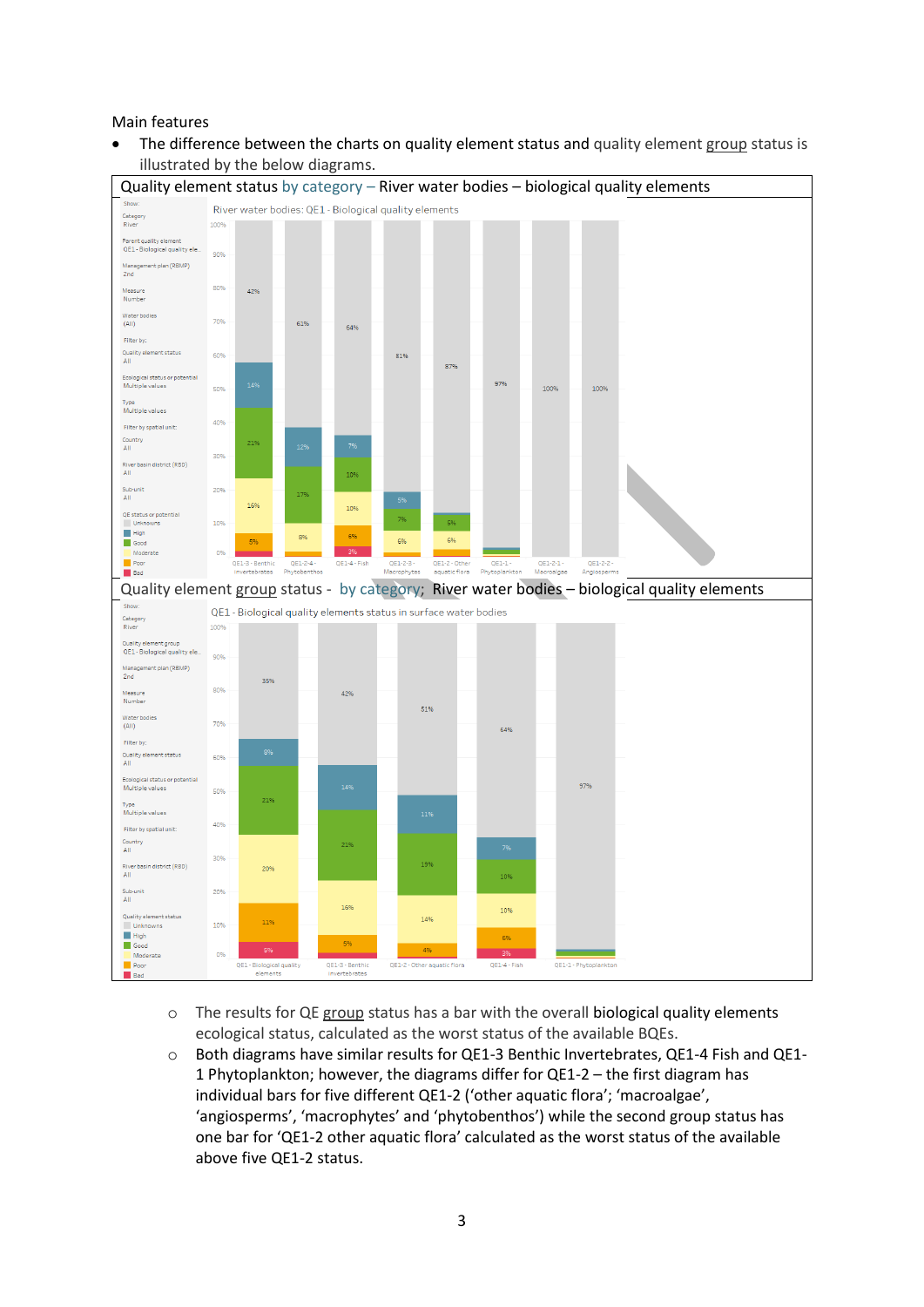Main features

- The difference between the charts on quality element status and quality element group status is illustrated by the below diagrams.

Quality element status by category – River water bodies – biological quality elements

Quality element group status - by category; River water bodies – biological quality elements

    - The results for QE group status has a bar with the overall biological quality elements ecological status, calculated as the worst status of the available BQEs.
    - Both diagrams have similar results for QE1-3 Benthic Invertebrates, QE1-4 Fish and QE1-1 Phytoplankton; however, the diagrams differ for QE1-2 – the first diagram has individual bars for five different QE1-2 ('other aquatic flora'; 'macroalgae', 'angiosperms', 'macrophytes' and 'phytobenthos') while the second group status has one bar for 'QE1-2 other aquatic flora' calculated as the worst status of the available above five QE1-2 status.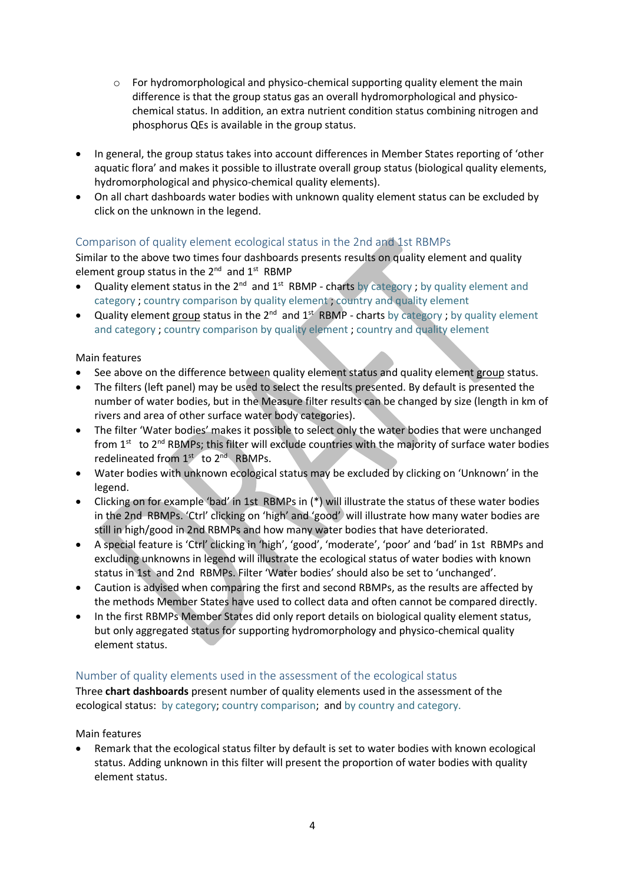- For hydromorphological and physico-chemical supporting quality element the main difference is that the group status gas an overall hydromorphological and physico-chemical status. In addition, an extra nutrient condition status combining nitrogen and phosphorus QEs is available in the group status.

- In general, the group status takes into account differences in Member States reporting of 'other aquatic flora' and makes it possible to illustrate overall group status (biological quality elements, hydromorphological and physico-chemical quality elements).
- On all chart dashboards water bodies with unknown quality element status can be excluded by click on the unknown in the legend.

## Comparison of quality element ecological status in the 2nd and 1st RBMPs

Similar to the above two times four dashboards presents results on quality element and quality element group status in the 2nd and 1st RBMP

- Quality element status in the 2nd and 1st RBMP - charts by category ; by quality element and category ; country comparison by quality element ; country and quality element
- Quality element group status in the 2nd and 1st RBMP - charts by category ; by quality element and category ; country comparison by quality element ; country and quality element

Main features

- See above on the difference between quality element status and quality element group status.
- The filters (left panel) may be used to select the results presented. By default is presented the number of water bodies, but in the Measure filter results can be changed by size (length in km of rivers and area of other surface water body categories).
- The filter 'Water bodies' makes it possible to select only the water bodies that were unchanged from 1st to 2nd RBMPs; this filter will exclude countries with the majority of surface water bodies redelineated from 1st to 2nd RBMPs.
- Water bodies with unknown ecological status may be excluded by clicking on 'Unknown' in the legend.
- Clicking on for example 'bad' in 1st RBMPs in (*) will illustrate the status of these water bodies in the 2nd RBMPs. 'Ctrl' clicking on 'high' and 'good' will illustrate how many water bodies are still in high/good in 2nd RBMPs and how many water bodies that have deteriorated.
- A special feature is 'Ctrl' clicking in 'high', 'good', 'moderate', 'poor' and 'bad' in 1st RBMPs and excluding unknowns in legend will illustrate the ecological status of water bodies with known status in 1st and 2nd RBMPs. Filter 'Water bodies' should also be set to 'unchanged'.
- Caution is advised when comparing the first and second RBMPs, as the results are affected by the methods Member States have used to collect data and often cannot be compared directly.
- In the first RBMPs Member States did only report details on biological quality element status, but only aggregated status for supporting hydromorphology and physico-chemical quality element status.

## Number of quality elements used in the assessment of the ecological status

Three **chart dashboards** present number of quality elements used in the assessment of the ecological status: by category; country comparison; and by country and category.

Main features

- Remark that the ecological status filter by default is set to water bodies with known ecological status. Adding unknown in this filter will present the proportion of water bodies with quality element status.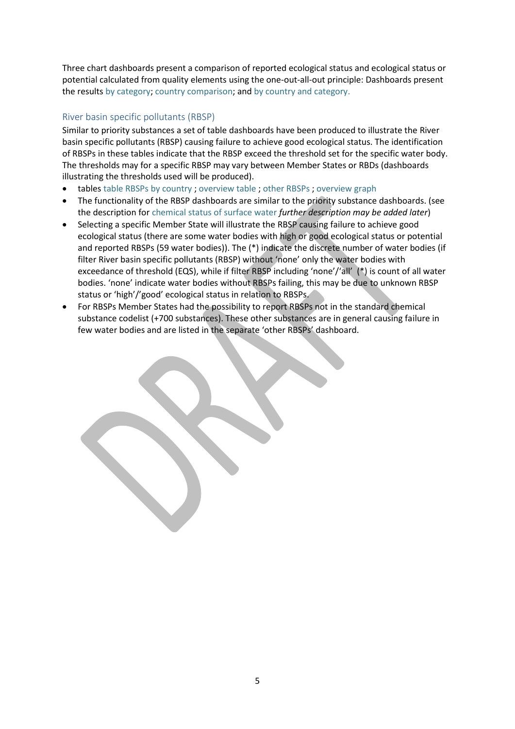Three chart dashboards present a comparison of reported ecological status and ecological status or potential calculated from quality elements using the one-out-all-out principle: Dashboards present the results by category; country comparison; and by country and category.

### River basin specific pollutants (RBSP)

Similar to priority substances a set of table dashboards have been produced to illustrate the River basin specific pollutants (RBSP) causing failure to achieve good ecological status. The identification of RBSPs in these tables indicate that the RBSP exceed the threshold set for the specific water body. The thresholds may for a specific RBSP may vary between Member States or RBDs (dashboards illustrating the thresholds used will be produced).

- tables table RBSPs by country ; overview table ; other RBSPs ; overview graph
- The functionality of the RBSP dashboards are similar to the priority substance dashboards. (see the description for chemical status of surface water *further description may be added later*)
- Selecting a specific Member State will illustrate the RBSP causing failure to achieve good ecological status (there are some water bodies with high or good ecological status or potential and reported RBSPs (59 water bodies)). The (*) indicate the discrete number of water bodies (if filter River basin specific pollutants (RBSP) without 'none' only the water bodies with exceedance of threshold (EQS), while if filter RBSP including 'none'/'all' (*) is count of all water bodies. 'none' indicate water bodies without RBSPs failing, this may be due to unknown RBSP status or 'high'/'good' ecological status in relation to RBSPs.
- For RBSPs Member States had the possibility to report RBSPs not in the standard chemical substance codelist (+700 substances). These other substances are in general causing failure in few water bodies and are listed in the separate 'other RBSPs' dashboard.